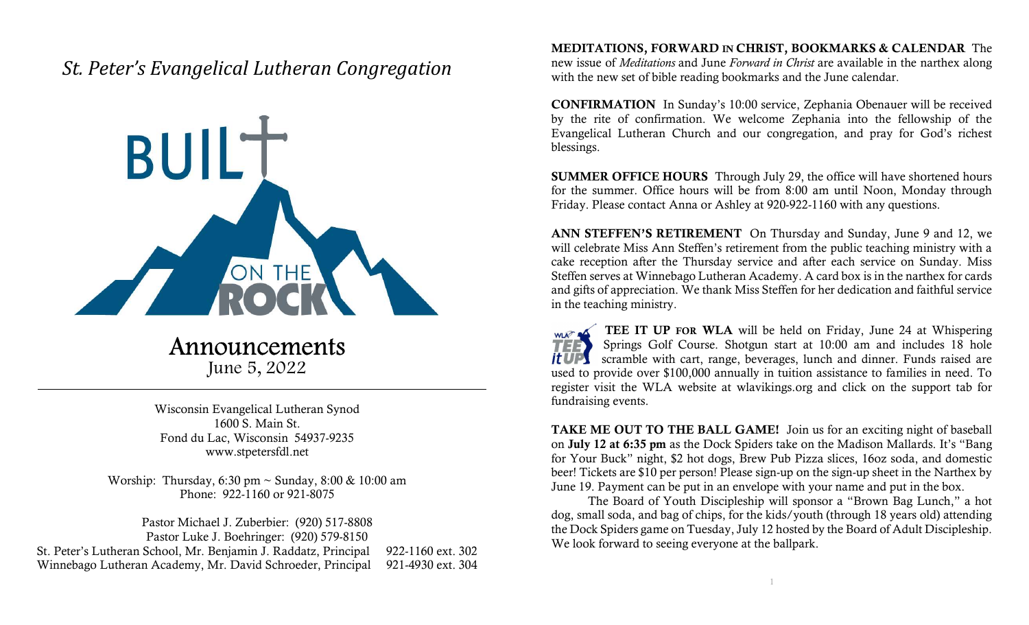# *St. Peter's Evangelical Lutheran Congregation*

BUILT ON THE ROCK

## Announcements
June 5, 2022

---

Wisconsin Evangelical Lutheran Synod
1600 S. Main St.
Fond du Lac, Wisconsin 54937-9235
www.stpetersfdl.net

Worship: Thursday, 6:30 pm ~ Sunday, 8:00 & 10:00 am
Phone: 922-1160 or 921-8075

Pastor Michael J. Zuberbier: (920) 517-8808
Pastor Luke J. Boehringer: (920) 579-8150
St. Peter's Lutheran School, Mr. Benjamin J. Raddatz, Principal 922-1160 ext. 302
Winnebago Lutheran Academy, Mr. David Schroeder, Principal 921-4930 ext. 304

**MEDITATIONS, FORWARD IN CHRIST, BOOKMARKS & CALENDAR** The new issue of *Meditations* and June *Forward in Christ* are available in the narthex along with the new set of bible reading bookmarks and the June calendar.

**CONFIRMATION** In Sunday's 10:00 service, Zephania Obenauer will be received by the rite of confirmation. We welcome Zephania into the fellowship of the Evangelical Lutheran Church and our congregation, and pray for God's richest blessings.

**SUMMER OFFICE HOURS** Through July 29, the office will have shortened hours for the summer. Office hours will be from 8:00 am until Noon, Monday through Friday. Please contact Anna or Ashley at 920-922-1160 with any questions.

**ANN STEFFEN'S RETIREMENT** On Thursday and Sunday, June 9 and 12, we will celebrate Miss Ann Steffen's retirement from the public teaching ministry with a cake reception after the Thursday service and after each service on Sunday. Miss Steffen serves at Winnebago Lutheran Academy. A card box is in the narthex for cards and gifts of appreciation. We thank Miss Steffen for her dedication and faithful service in the teaching ministry.

**TEE IT UP FOR WLA** will be held on Friday, June 24 at Whispering Springs Golf Course. Shotgun start at 10:00 am and includes 18 hole scramble with cart, range, beverages, lunch and dinner. Funds raised are used to provide over $100,000 annually in tuition assistance to families in need. To register visit the WLA website at wlavikings.org and click on the support tab for fundraising events.

**TAKE ME OUT TO THE BALL GAME!** Join us for an exciting night of baseball on **July 12 at 6:35 pm** as the Dock Spiders take on the Madison Mallards. It's "Bang for Your Buck" night, $2 hot dogs, Brew Pub Pizza slices, 16oz soda, and domestic beer! Tickets are $10 per person! Please sign-up on the sign-up sheet in the Narthex by June 19. Payment can be put in an envelope with your name and put in the box.

The Board of Youth Discipleship will sponsor a "Brown Bag Lunch," a hot dog, small soda, and bag of chips, for the kids/youth (through 18 years old) attending the Dock Spiders game on Tuesday, July 12 hosted by the Board of Adult Discipleship. We look forward to seeing everyone at the ballpark.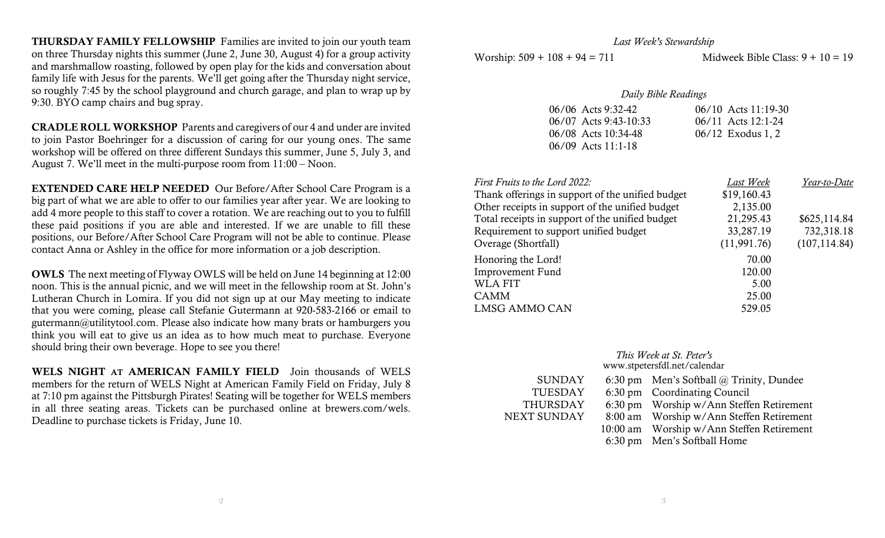**THURSDAY FAMILY FELLOWSHIP** Families are invited to join our youth team on three Thursday nights this summer (June 2, June 30, August 4) for a group activity and marshmallow roasting, followed by open play for the kids and conversation about family life with Jesus for the parents. We'll get going after the Thursday night service, so roughly 7:45 by the school playground and church garage, and plan to wrap up by 9:30. BYO camp chairs and bug spray.

**CRADLE ROLL WORKSHOP** Parents and caregivers of our 4 and under are invited to join Pastor Boehringer for a discussion of caring for our young ones. The same workshop will be offered on three different Sundays this summer, June 5, July 3, and August 7. We'll meet in the multi-purpose room from 11:00 – Noon.

**EXTENDED CARE HELP NEEDED** Our Before/After School Care Program is a big part of what we are able to offer to our families year after year. We are looking to add 4 more people to this staff to cover a rotation. We are reaching out to you to fulfill these paid positions if you are able and interested. If we are unable to fill these positions, our Before/After School Care Program will not be able to continue. Please contact Anna or Ashley in the office for more information or a job description.

**OWLS** The next meeting of Flyway OWLS will be held on June 14 beginning at 12:00 noon. This is the annual picnic, and we will meet in the fellowship room at St. John's Lutheran Church in Lomira. If you did not sign up at our May meeting to indicate that you were coming, please call Stefanie Gutermann at 920-583-2166 or email to gutermann@utilitytool.com. Please also indicate how many brats or hamburgers you think you will eat to give us an idea as to how much meat to purchase. Everyone should bring their own beverage. Hope to see you there!

**WELS NIGHT AT AMERICAN FAMILY FIELD** Join thousands of WELS members for the return of WELS Night at American Family Field on Friday, July 8 at 7:10 pm against the Pittsburgh Pirates! Seating will be together for WELS members in all three seating areas. Tickets can be purchased online at brewers.com/wels. Deadline to purchase tickets is Friday, June 10.

*Last Week's Stewardship*

Worship: 509 + 108 + 94 = 711

Midweek Bible Class: 9 + 10 = 19

*Daily Bible Readings*

06/06 Acts 9:32-42
06/07 Acts 9:43-10:33
06/08 Acts 10:34-48
06/09 Acts 11:1-18
06/10 Acts 11:19-30
06/11 Acts 12:1-24
06/12 Exodus 1, 2

| *First Fruits to the Lord 2022:* | *Last Week* | *Year-to-Date* |
|---|---|---|
| Thank offerings in support of the unified budget | $19,160.43 | |
| Other receipts in support of the unified budget | 2,135.00 | |
| Total receipts in support of the unified budget | 21,295.43 | $625,114.84 |
| Requirement to support unified budget | 33,287.19 | 732,318.18 |
| Overage (Shortfall) | (11,991.76) | (107,114.84) |
| Honoring the Lord! | 70.00 | |
| Improvement Fund | 120.00 | |
| WLA FIT | 5.00 | |
| CAMM | 25.00 | |
| LMSG AMMO CAN | 529.05 | |

*This Week at St. Peter's*
www.stpetersfdl.net/calendar

| | | |
|---|---|---|
| SUNDAY | 6:30 pm | Men's Softball @ Trinity, Dundee |
| TUESDAY | 6:30 pm | Coordinating Council |
| THURSDAY | 6:30 pm | Worship w/Ann Steffen Retirement |
| NEXT SUNDAY | 8:00 am | Worship w/Ann Steffen Retirement |
| | 10:00 am | Worship w/Ann Steffen Retirement |
| | 6:30 pm | Men's Softball Home |